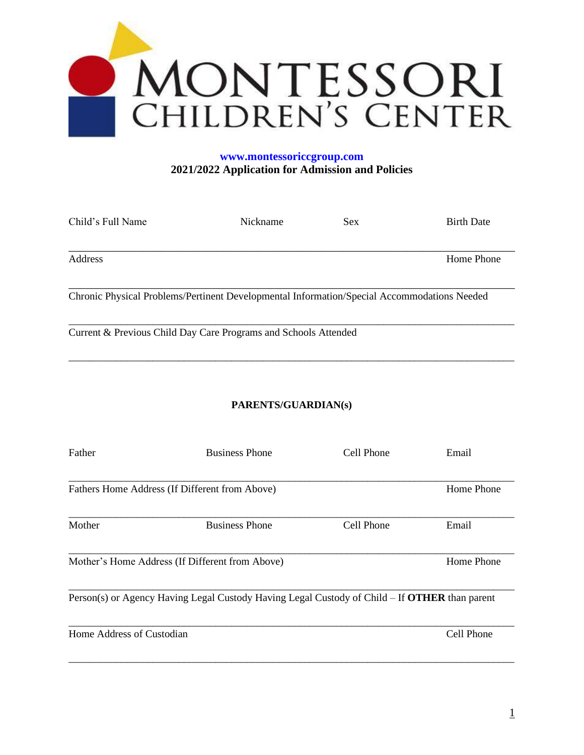# MONTESSORI CHILDREN'S CENTER

**www.montessoriccgroup.com**
**2021/2022 Application for Admission and Policies**

Child's Full Name Nickname Sex Birth Date

\_\_\_\_\_\_\_\_\_\_\_\_\_\_\_\_\_\_\_\_\_\_\_\_\_\_\_\_\_\_\_\_\_\_\_\_\_\_\_\_\_\_\_\_\_\_\_\_\_\_\_\_\_\_\_\_\_\_\_\_\_\_\_\_\_\_\_\_\_\_\_\_\_\_\_\_

Address Home Phone

\_\_\_\_\_\_\_\_\_\_\_\_\_\_\_\_\_\_\_\_\_\_\_\_\_\_\_\_\_\_\_\_\_\_\_\_\_\_\_\_\_\_\_\_\_\_\_\_\_\_\_\_\_\_\_\_\_\_\_\_\_\_\_\_\_\_\_\_\_\_\_\_\_\_\_\_

Chronic Physical Problems/Pertinent Developmental Information/Special Accommodations Needed

\_\_\_\_\_\_\_\_\_\_\_\_\_\_\_\_\_\_\_\_\_\_\_\_\_\_\_\_\_\_\_\_\_\_\_\_\_\_\_\_\_\_\_\_\_\_\_\_\_\_\_\_\_\_\_\_\_\_\_\_\_\_\_\_\_\_\_\_\_\_\_\_\_\_\_\_

Current & Previous Child Day Care Programs and Schools Attended

\_\_\_\_\_\_\_\_\_\_\_\_\_\_\_\_\_\_\_\_\_\_\_\_\_\_\_\_\_\_\_\_\_\_\_\_\_\_\_\_\_\_\_\_\_\_\_\_\_\_\_\_\_\_\_\_\_\_\_\_\_\_\_\_\_\_\_\_\_\_\_\_\_\_\_\_

## PARENTS/GUARDIAN(s)

Father Business Phone Cell Phone Email

\_\_\_\_\_\_\_\_\_\_\_\_\_\_\_\_\_\_\_\_\_\_\_\_\_\_\_\_\_\_\_\_\_\_\_\_\_\_\_\_\_\_\_\_\_\_\_\_\_\_\_\_\_\_\_\_\_\_\_\_\_\_\_\_\_\_\_\_\_\_\_\_\_\_\_\_

Fathers Home Address (If Different from Above) Home Phone

\_\_\_\_\_\_\_\_\_\_\_\_\_\_\_\_\_\_\_\_\_\_\_\_\_\_\_\_\_\_\_\_\_\_\_\_\_\_\_\_\_\_\_\_\_\_\_\_\_\_\_\_\_\_\_\_\_\_\_\_\_\_\_\_\_\_\_\_\_\_\_\_\_\_\_\_

Mother Business Phone Cell Phone Email

\_\_\_\_\_\_\_\_\_\_\_\_\_\_\_\_\_\_\_\_\_\_\_\_\_\_\_\_\_\_\_\_\_\_\_\_\_\_\_\_\_\_\_\_\_\_\_\_\_\_\_\_\_\_\_\_\_\_\_\_\_\_\_\_\_\_\_\_\_\_\_\_\_\_\_\_

Mother's Home Address (If Different from Above) Home Phone

\_\_\_\_\_\_\_\_\_\_\_\_\_\_\_\_\_\_\_\_\_\_\_\_\_\_\_\_\_\_\_\_\_\_\_\_\_\_\_\_\_\_\_\_\_\_\_\_\_\_\_\_\_\_\_\_\_\_\_\_\_\_\_\_\_\_\_\_\_\_\_\_\_\_\_\_

Person(s) or Agency Having Legal Custody Having Legal Custody of Child – If **OTHER** than parent

\_\_\_\_\_\_\_\_\_\_\_\_\_\_\_\_\_\_\_\_\_\_\_\_\_\_\_\_\_\_\_\_\_\_\_\_\_\_\_\_\_\_\_\_\_\_\_\_\_\_\_\_\_\_\_\_\_\_\_\_\_\_\_\_\_\_\_\_\_\_\_\_\_\_\_\_

Home Address of Custodian Cell Phone

\_\_\_\_\_\_\_\_\_\_\_\_\_\_\_\_\_\_\_\_\_\_\_\_\_\_\_\_\_\_\_\_\_\_\_\_\_\_\_\_\_\_\_\_\_\_\_\_\_\_\_\_\_\_\_\_\_\_\_\_\_\_\_\_\_\_\_\_\_\_\_\_\_\_\_\_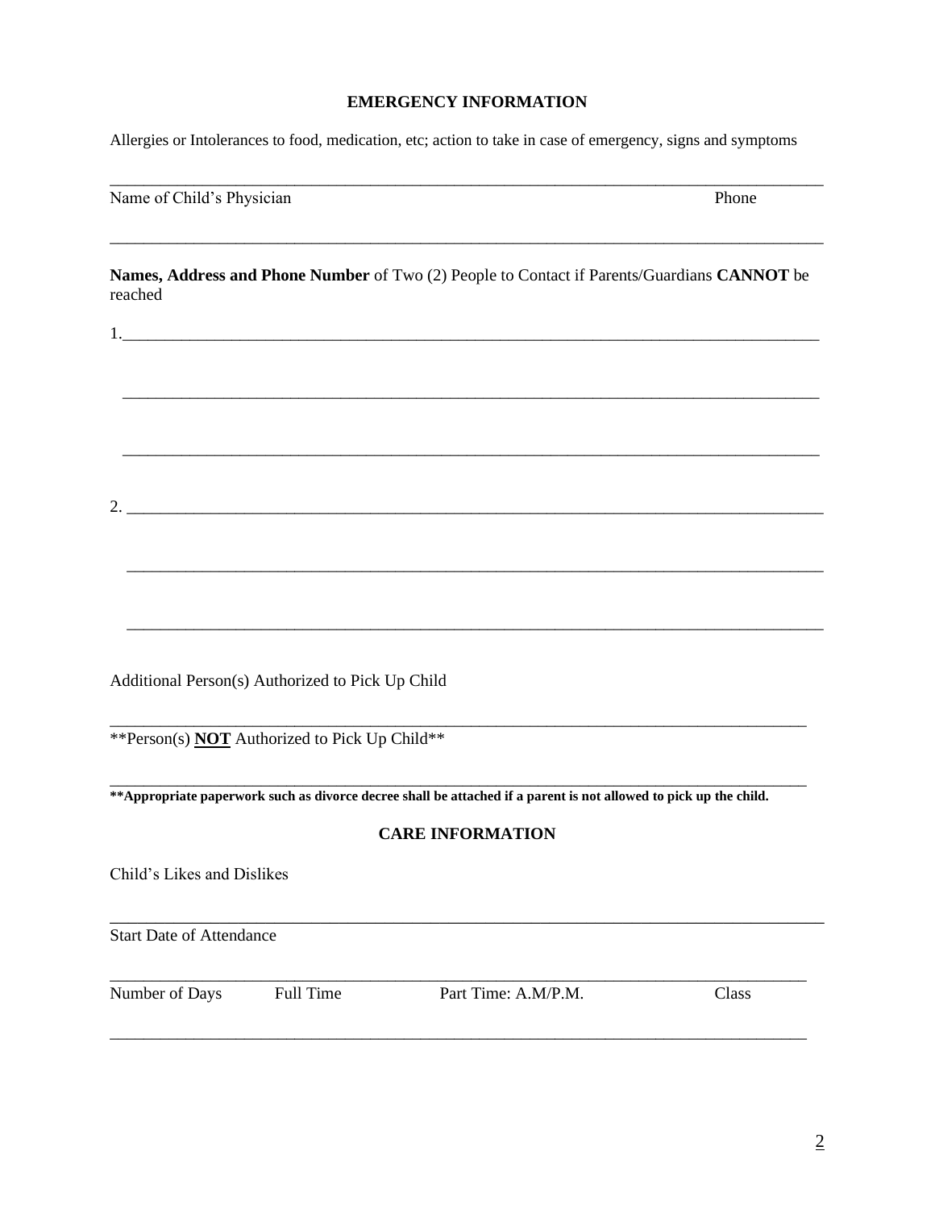## EMERGENCY INFORMATION

Allergies or Intolerances to food, medication, etc; action to take in case of emergency, signs and symptoms

_______________________________________________________________________________

Name of Child's Physician Phone

_______________________________________________________________________________

**Names, Address and Phone Number** of Two (2) People to Contact if Parents/Guardians **CANNOT** be reached

1.______________________________________________________________________________

_______________________________________________________________________________

_______________________________________________________________________________

2. ______________________________________________________________________________

_______________________________________________________________________________

_______________________________________________________________________________

Additional Person(s) Authorized to Pick Up Child

_______________________________________________________________________________

**Person(s) **NOT** Authorized to Pick Up Child**

_______________________________________________________________________________

****Appropriate paperwork such as divorce decree shall be attached if a parent is not allowed to pick up the child.**

## CARE INFORMATION

Child's Likes and Dislikes

_______________________________________________________________________________

Start Date of Attendance

_______________________________________________________________________________

Number of Days Full Time Part Time: A.M/P.M. Class

_______________________________________________________________________________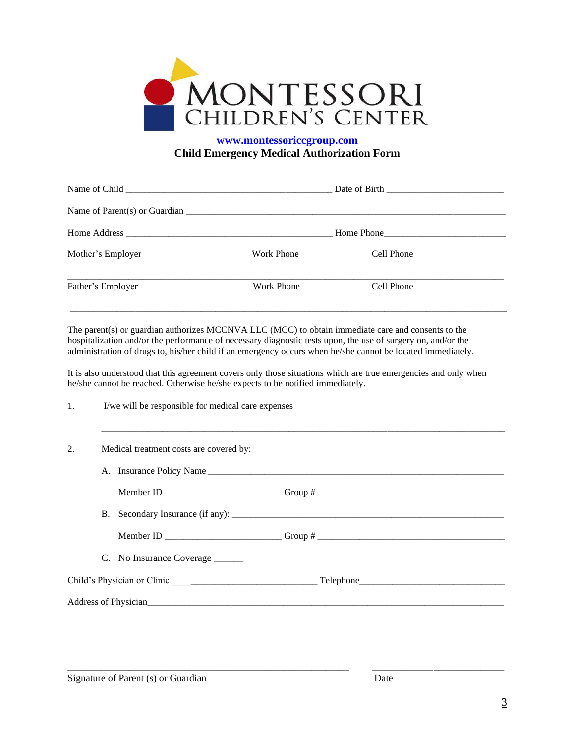MONTESSORI CHILDREN'S CENTER

www.montessoriccgroup.com

**Child Emergency Medical Authorization Form**

Name of Child ___________________________________________ Date of Birth ________________________

Name of Parent(s) or Guardian ______________________________________________________________________

Home Address ___________________________________________ Home Phone________________________

Mother's Employer Work Phone Cell Phone

_____________________________________________________________________________________________

Father's Employer Work Phone Cell Phone

_____________________________________________________________________________________________

The parent(s) or guardian authorizes MCCNVA LLC (MCC) to obtain immediate care and consents to the hospitalization and/or the performance of necessary diagnostic tests upon, the use of surgery on, and/or the administration of drugs to, his/her child if an emergency occurs when he/she cannot be located immediately.

It is also understood that this agreement covers only those situations which are true emergencies and only when he/she cannot be reached. Otherwise he/she expects to be notified immediately.

1. I/we will be responsible for medical care expenses

   _________________________________________________________________________________

2. Medical treatment costs are covered by:

   A. Insurance Policy Name _______________________________________________________________

      Member ID ________________________ Group # ________________________________________

   B. Secondary Insurance (if any): ___________________________________________________________

      Member ID ________________________ Group # ________________________________________

   C. No Insurance Coverage ______

Child's Physician or Clinic ____________________________ Telephone______________________________

Address of Physician___________________________________________________________________________

_________________________________________________________ ___________________________

Signature of Parent (s) or Guardian Date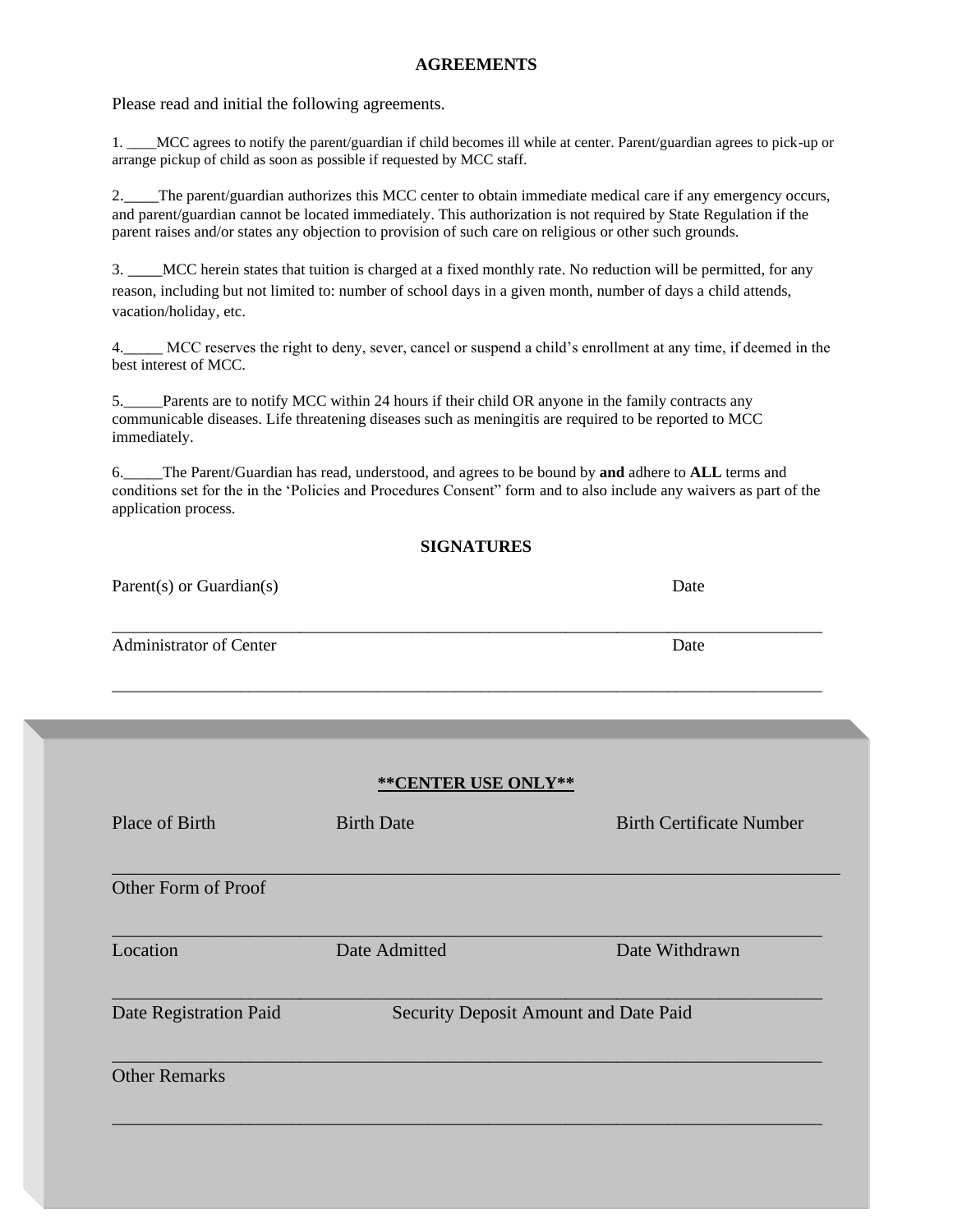## AGREEMENTS

Please read and initial the following agreements.

1. ____MCC agrees to notify the parent/guardian if child becomes ill while at center. Parent/guardian agrees to pick-up or arrange pickup of child as soon as possible if requested by MCC staff.

2. _____The parent/guardian authorizes this MCC center to obtain immediate medical care if any emergency occurs, and parent/guardian cannot be located immediately. This authorization is not required by State Regulation if the parent raises and/or states any objection to provision of such care on religious or other such grounds.

3. _____MCC herein states that tuition is charged at a fixed monthly rate. No reduction will be permitted, for any reason, including but not limited to: number of school days in a given month, number of days a child attends, vacation/holiday, etc.

4. _____ MCC reserves the right to deny, sever, cancel or suspend a child's enrollment at any time, if deemed in the best interest of MCC.

5. _____Parents are to notify MCC within 24 hours if their child OR anyone in the family contracts any communicable diseases. Life threatening diseases such as meningitis are required to be reported to MCC immediately.

6. _____The Parent/Guardian has read, understood, and agrees to be bound by **and** adhere to **ALL** terms and conditions set for the in the 'Policies and Procedures Consent" form and to also include any waivers as part of the application process.

## SIGNATURES

Parent(s) or Guardian(s) Date

_____________________________________________________________________________

Administrator of Center Date

_____________________________________________________________________________

**<u>**CENTER USE ONLY**</u>**

Place of Birth Birth Date Birth Certificate Number

_____________________________________________________________________________

Other Form of Proof

_____________________________________________________________________________

Location Date Admitted Date Withdrawn

_____________________________________________________________________________

Date Registration Paid Security Deposit Amount and Date Paid

_____________________________________________________________________________

Other Remarks

_____________________________________________________________________________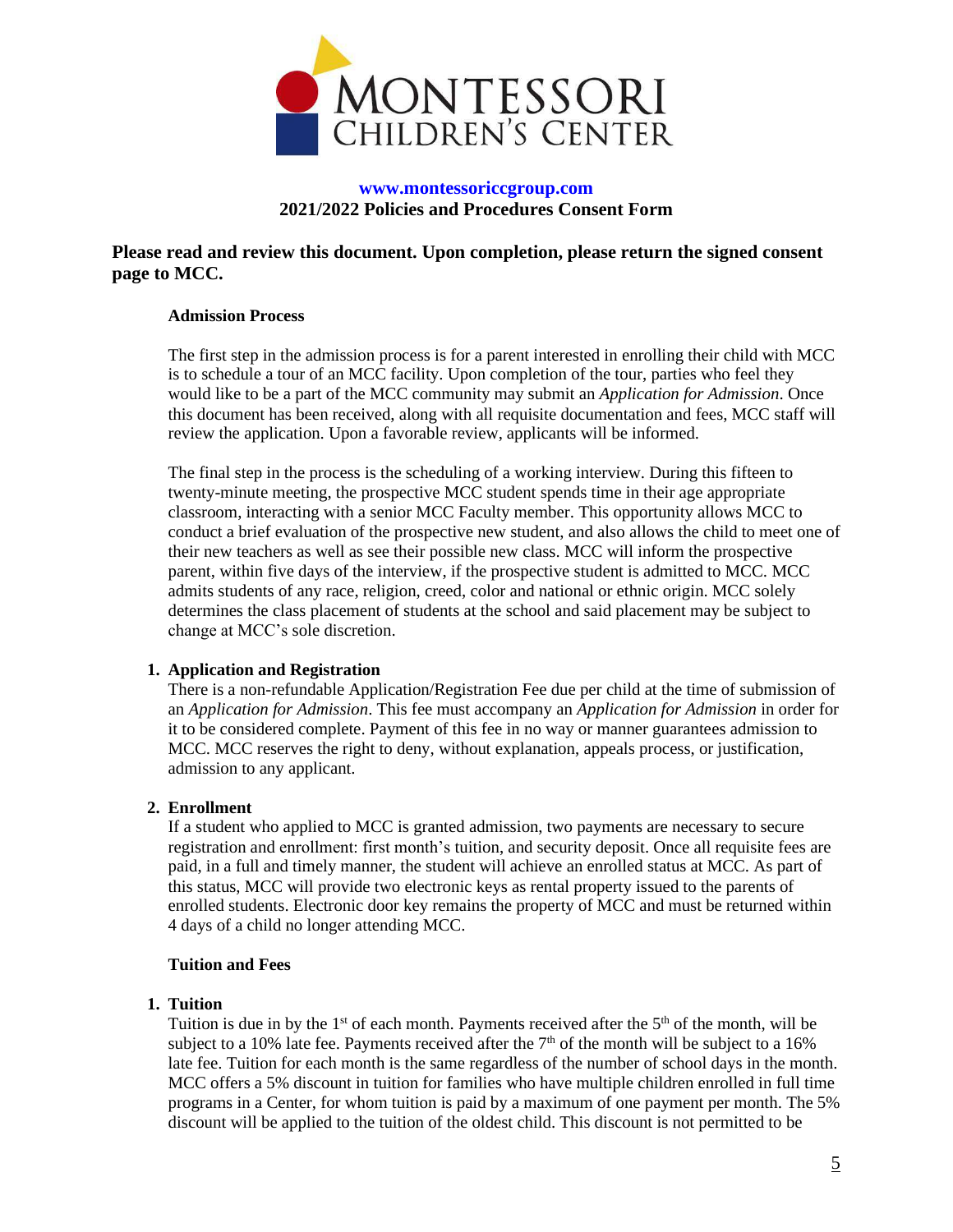**www.montessoriccgroup.com**
**2021/2022 Policies and Procedures Consent Form**

## Please read and review this document. Upon completion, please return the signed consent page to MCC.

### Admission Process

The first step in the admission process is for a parent interested in enrolling their child with MCC is to schedule a tour of an MCC facility. Upon completion of the tour, parties who feel they would like to be a part of the MCC community may submit an *Application for Admission*. Once this document has been received, along with all requisite documentation and fees, MCC staff will review the application. Upon a favorable review, applicants will be informed.

The final step in the process is the scheduling of a working interview. During this fifteen to twenty-minute meeting, the prospective MCC student spends time in their age appropriate classroom, interacting with a senior MCC Faculty member. This opportunity allows MCC to conduct a brief evaluation of the prospective new student, and also allows the child to meet one of their new teachers as well as see their possible new class. MCC will inform the prospective parent, within five days of the interview, if the prospective student is admitted to MCC. MCC admits students of any race, religion, creed, color and national or ethnic origin. MCC solely determines the class placement of students at the school and said placement may be subject to change at MCC's sole discretion.

1. **Application and Registration**
   There is a non-refundable Application/Registration Fee due per child at the time of submission of an *Application for Admission*. This fee must accompany an *Application for Admission* in order for it to be considered complete. Payment of this fee in no way or manner guarantees admission to MCC. MCC reserves the right to deny, without explanation, appeals process, or justification, admission to any applicant.

2. **Enrollment**
   If a student who applied to MCC is granted admission, two payments are necessary to secure registration and enrollment: first month's tuition, and security deposit. Once all requisite fees are paid, in a full and timely manner, the student will achieve an enrolled status at MCC. As part of this status, MCC will provide two electronic keys as rental property issued to the parents of enrolled students. Electronic door key remains the property of MCC and must be returned within 4 days of a child no longer attending MCC.

### Tuition and Fees

1. **Tuition**
   Tuition is due in by the 1st of each month. Payments received after the 5th of the month, will be subject to a 10% late fee. Payments received after the 7th of the month will be subject to a 16% late fee. Tuition for each month is the same regardless of the number of school days in the month. MCC offers a 5% discount in tuition for families who have multiple children enrolled in full time programs in a Center, for whom tuition is paid by a maximum of one payment per month. The 5% discount will be applied to the tuition of the oldest child. This discount is not permitted to be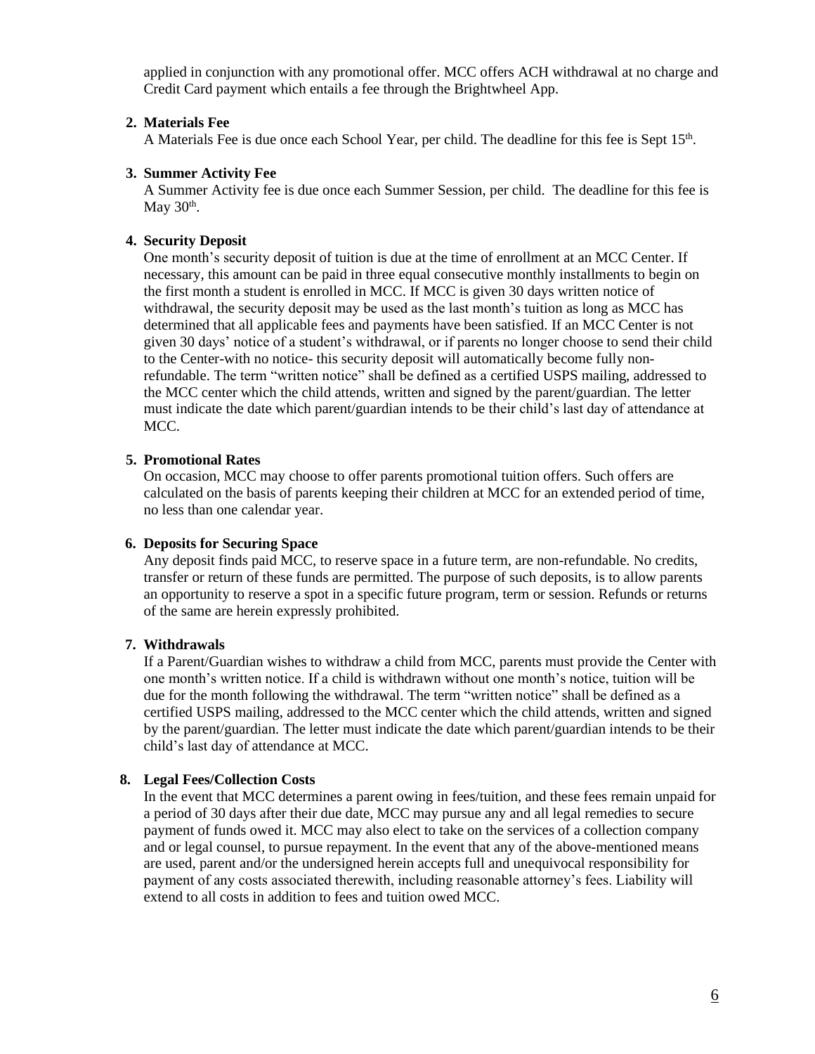applied in conjunction with any promotional offer. MCC offers ACH withdrawal at no charge and Credit Card payment which entails a fee through the Brightwheel App.

2. **Materials Fee**
   A Materials Fee is due once each School Year, per child. The deadline for this fee is Sept 15th.

3. **Summer Activity Fee**
   A Summer Activity fee is due once each Summer Session, per child. The deadline for this fee is May 30th.

4. **Security Deposit**
   One month's security deposit of tuition is due at the time of enrollment at an MCC Center. If necessary, this amount can be paid in three equal consecutive monthly installments to begin on the first month a student is enrolled in MCC. If MCC is given 30 days written notice of withdrawal, the security deposit may be used as the last month's tuition as long as MCC has determined that all applicable fees and payments have been satisfied. If an MCC Center is not given 30 days' notice of a student's withdrawal, or if parents no longer choose to send their child to the Center-with no notice- this security deposit will automatically become fully non-refundable. The term "written notice" shall be defined as a certified USPS mailing, addressed to the MCC center which the child attends, written and signed by the parent/guardian. The letter must indicate the date which parent/guardian intends to be their child's last day of attendance at MCC.

5. **Promotional Rates**
   On occasion, MCC may choose to offer parents promotional tuition offers. Such offers are calculated on the basis of parents keeping their children at MCC for an extended period of time, no less than one calendar year.

6. **Deposits for Securing Space**
   Any deposit finds paid MCC, to reserve space in a future term, are non-refundable. No credits, transfer or return of these funds are permitted. The purpose of such deposits, is to allow parents an opportunity to reserve a spot in a specific future program, term or session. Refunds or returns of the same are herein expressly prohibited.

7. **Withdrawals**
   If a Parent/Guardian wishes to withdraw a child from MCC, parents must provide the Center with one month's written notice. If a child is withdrawn without one month's notice, tuition will be due for the month following the withdrawal. The term "written notice" shall be defined as a certified USPS mailing, addressed to the MCC center which the child attends, written and signed by the parent/guardian. The letter must indicate the date which parent/guardian intends to be their child's last day of attendance at MCC.

8. **Legal Fees/Collection Costs**
   In the event that MCC determines a parent owing in fees/tuition, and these fees remain unpaid for a period of 30 days after their due date, MCC may pursue any and all legal remedies to secure payment of funds owed it. MCC may also elect to take on the services of a collection company and or legal counsel, to pursue repayment. In the event that any of the above-mentioned means are used, parent and/or the undersigned herein accepts full and unequivocal responsibility for payment of any costs associated therewith, including reasonable attorney's fees. Liability will extend to all costs in addition to fees and tuition owed MCC.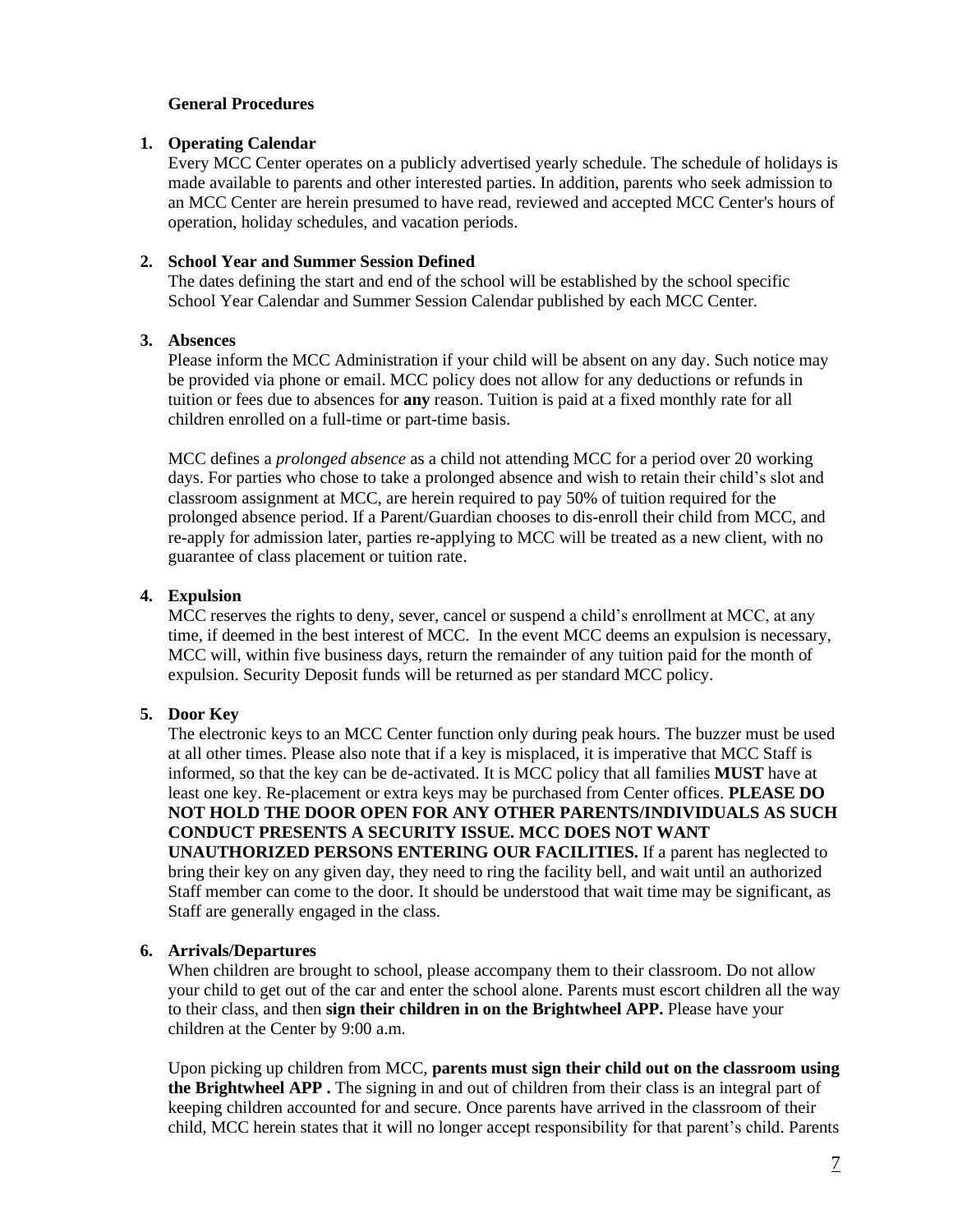**General Procedures**

1. **Operating Calendar**
   Every MCC Center operates on a publicly advertised yearly schedule. The schedule of holidays is made available to parents and other interested parties. In addition, parents who seek admission to an MCC Center are herein presumed to have read, reviewed and accepted MCC Center's hours of operation, holiday schedules, and vacation periods.

2. **School Year and Summer Session Defined**
   The dates defining the start and end of the school will be established by the school specific School Year Calendar and Summer Session Calendar published by each MCC Center.

3. **Absences**
   Please inform the MCC Administration if your child will be absent on any day. Such notice may be provided via phone or email. MCC policy does not allow for any deductions or refunds in tuition or fees due to absences for **any** reason. Tuition is paid at a fixed monthly rate for all children enrolled on a full-time or part-time basis.

   MCC defines a *prolonged absence* as a child not attending MCC for a period over 20 working days. For parties who chose to take a prolonged absence and wish to retain their child's slot and classroom assignment at MCC, are herein required to pay 50% of tuition required for the prolonged absence period. If a Parent/Guardian chooses to dis-enroll their child from MCC, and re-apply for admission later, parties re-applying to MCC will be treated as a new client, with no guarantee of class placement or tuition rate.

4. **Expulsion**
   MCC reserves the rights to deny, sever, cancel or suspend a child's enrollment at MCC, at any time, if deemed in the best interest of MCC. In the event MCC deems an expulsion is necessary, MCC will, within five business days, return the remainder of any tuition paid for the month of expulsion. Security Deposit funds will be returned as per standard MCC policy.

5. **Door Key**
   The electronic keys to an MCC Center function only during peak hours. The buzzer must be used at all other times. Please also note that if a key is misplaced, it is imperative that MCC Staff is informed, so that the key can be de-activated. It is MCC policy that all families **MUST** have at least one key. Re-placement or extra keys may be purchased from Center offices. **PLEASE DO NOT HOLD THE DOOR OPEN FOR ANY OTHER PARENTS/INDIVIDUALS AS SUCH CONDUCT PRESENTS A SECURITY ISSUE. MCC DOES NOT WANT UNAUTHORIZED PERSONS ENTERING OUR FACILITIES.** If a parent has neglected to bring their key on any given day, they need to ring the facility bell, and wait until an authorized Staff member can come to the door. It should be understood that wait time may be significant, as Staff are generally engaged in the class.

6. **Arrivals/Departures**
   When children are brought to school, please accompany them to their classroom. Do not allow your child to get out of the car and enter the school alone. Parents must escort children all the way to their class, and then **sign their children in on the Brightwheel APP.** Please have your children at the Center by 9:00 a.m.

   Upon picking up children from MCC, **parents must sign their child out on the classroom using the Brightwheel APP .** The signing in and out of children from their class is an integral part of keeping children accounted for and secure. Once parents have arrived in the classroom of their child, MCC herein states that it will no longer accept responsibility for that parent's child. Parents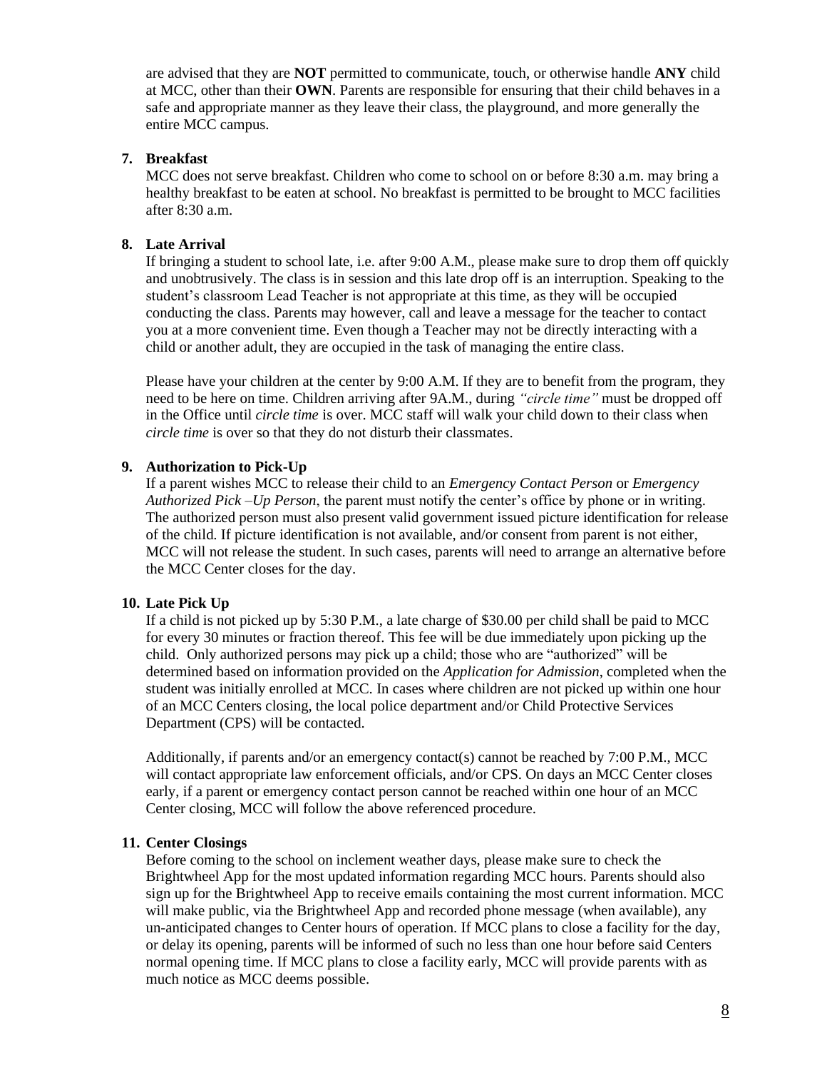are advised that they are **NOT** permitted to communicate, touch, or otherwise handle **ANY** child at MCC, other than their **OWN**. Parents are responsible for ensuring that their child behaves in a safe and appropriate manner as they leave their class, the playground, and more generally the entire MCC campus.

**7. Breakfast**

MCC does not serve breakfast. Children who come to school on or before 8:30 a.m. may bring a healthy breakfast to be eaten at school. No breakfast is permitted to be brought to MCC facilities after 8:30 a.m.

**8. Late Arrival**

If bringing a student to school late, i.e. after 9:00 A.M., please make sure to drop them off quickly and unobtrusively. The class is in session and this late drop off is an interruption. Speaking to the student's classroom Lead Teacher is not appropriate at this time, as they will be occupied conducting the class. Parents may however, call and leave a message for the teacher to contact you at a more convenient time. Even though a Teacher may not be directly interacting with a child or another adult, they are occupied in the task of managing the entire class.

Please have your children at the center by 9:00 A.M. If they are to benefit from the program, they need to be here on time. Children arriving after 9A.M., during *"circle time"* must be dropped off in the Office until *circle time* is over. MCC staff will walk your child down to their class when *circle time* is over so that they do not disturb their classmates.

**9. Authorization to Pick-Up**

If a parent wishes MCC to release their child to an *Emergency Contact Person* or *Emergency Authorized Pick –Up Person*, the parent must notify the center's office by phone or in writing. The authorized person must also present valid government issued picture identification for release of the child. If picture identification is not available, and/or consent from parent is not either, MCC will not release the student. In such cases, parents will need to arrange an alternative before the MCC Center closes for the day.

**10. Late Pick Up**

If a child is not picked up by 5:30 P.M., a late charge of $30.00 per child shall be paid to MCC for every 30 minutes or fraction thereof. This fee will be due immediately upon picking up the child. Only authorized persons may pick up a child; those who are "authorized" will be determined based on information provided on the *Application for Admission*, completed when the student was initially enrolled at MCC. In cases where children are not picked up within one hour of an MCC Centers closing, the local police department and/or Child Protective Services Department (CPS) will be contacted.

Additionally, if parents and/or an emergency contact(s) cannot be reached by 7:00 P.M., MCC will contact appropriate law enforcement officials, and/or CPS. On days an MCC Center closes early, if a parent or emergency contact person cannot be reached within one hour of an MCC Center closing, MCC will follow the above referenced procedure.

**11. Center Closings**

Before coming to the school on inclement weather days, please make sure to check the Brightwheel App for the most updated information regarding MCC hours. Parents should also sign up for the Brightwheel App to receive emails containing the most current information. MCC will make public, via the Brightwheel App and recorded phone message (when available), any un-anticipated changes to Center hours of operation. If MCC plans to close a facility for the day, or delay its opening, parents will be informed of such no less than one hour before said Centers normal opening time. If MCC plans to close a facility early, MCC will provide parents with as much notice as MCC deems possible.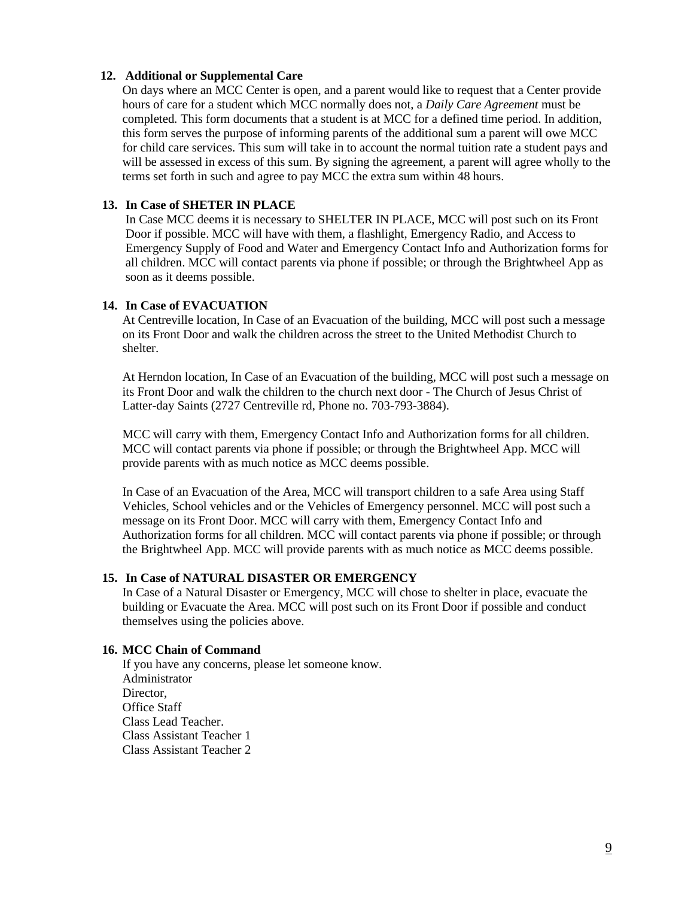**12. Additional or Supplemental Care**

On days where an MCC Center is open, and a parent would like to request that a Center provide hours of care for a student which MCC normally does not, a *Daily Care Agreement* must be completed. This form documents that a student is at MCC for a defined time period. In addition, this form serves the purpose of informing parents of the additional sum a parent will owe MCC for child care services. This sum will take in to account the normal tuition rate a student pays and will be assessed in excess of this sum. By signing the agreement, a parent will agree wholly to the terms set forth in such and agree to pay MCC the extra sum within 48 hours.

**13. In Case of SHETER IN PLACE**

In Case MCC deems it is necessary to SHELTER IN PLACE, MCC will post such on its Front Door if possible. MCC will have with them, a flashlight, Emergency Radio, and Access to Emergency Supply of Food and Water and Emergency Contact Info and Authorization forms for all children. MCC will contact parents via phone if possible; or through the Brightwheel App as soon as it deems possible.

**14. In Case of EVACUATION**

At Centreville location, In Case of an Evacuation of the building, MCC will post such a message on its Front Door and walk the children across the street to the United Methodist Church to shelter.

At Herndon location, In Case of an Evacuation of the building, MCC will post such a message on its Front Door and walk the children to the church next door - The Church of Jesus Christ of Latter-day Saints (2727 Centreville rd, Phone no. 703-793-3884).

MCC will carry with them, Emergency Contact Info and Authorization forms for all children. MCC will contact parents via phone if possible; or through the Brightwheel App. MCC will provide parents with as much notice as MCC deems possible.

In Case of an Evacuation of the Area, MCC will transport children to a safe Area using Staff Vehicles, School vehicles and or the Vehicles of Emergency personnel. MCC will post such a message on its Front Door. MCC will carry with them, Emergency Contact Info and Authorization forms for all children. MCC will contact parents via phone if possible; or through the Brightwheel App. MCC will provide parents with as much notice as MCC deems possible.

**15. In Case of NATURAL DISASTER OR EMERGENCY**

In Case of a Natural Disaster or Emergency, MCC will chose to shelter in place, evacuate the building or Evacuate the Area. MCC will post such on its Front Door if possible and conduct themselves using the policies above.

**16. MCC Chain of Command**

If you have any concerns, please let someone know.
Administrator
Director,
Office Staff
Class Lead Teacher.
Class Assistant Teacher 1
Class Assistant Teacher 2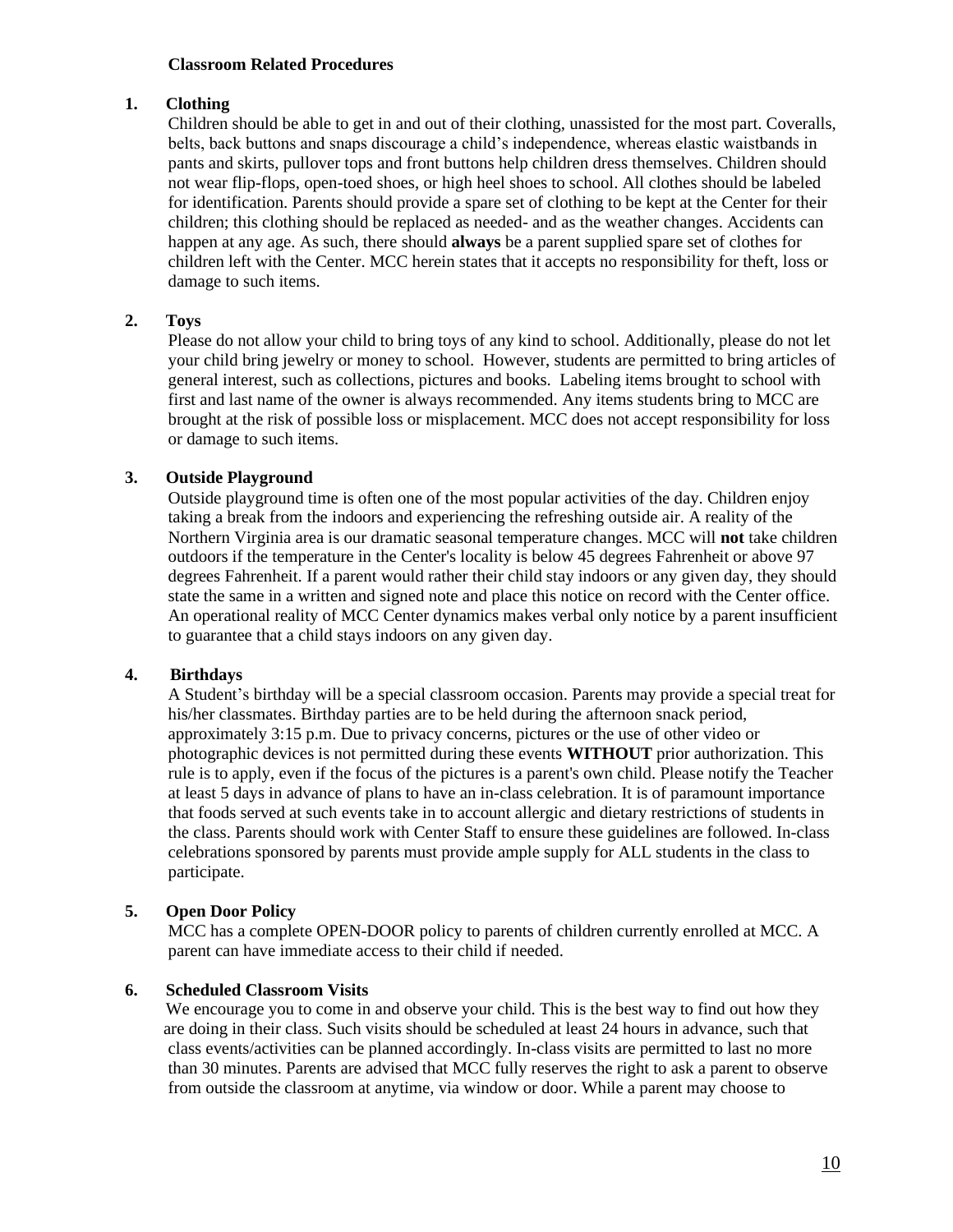## Classroom Related Procedures

### 1. Clothing

Children should be able to get in and out of their clothing, unassisted for the most part. Coveralls, belts, back buttons and snaps discourage a child's independence, whereas elastic waistbands in pants and skirts, pullover tops and front buttons help children dress themselves. Children should not wear flip-flops, open-toed shoes, or high heel shoes to school. All clothes should be labeled for identification. Parents should provide a spare set of clothing to be kept at the Center for their children; this clothing should be replaced as needed- and as the weather changes. Accidents can happen at any age. As such, there should **always** be a parent supplied spare set of clothes for children left with the Center. MCC herein states that it accepts no responsibility for theft, loss or damage to such items.

### 2. Toys

Please do not allow your child to bring toys of any kind to school. Additionally, please do not let your child bring jewelry or money to school. However, students are permitted to bring articles of general interest, such as collections, pictures and books. Labeling items brought to school with first and last name of the owner is always recommended. Any items students bring to MCC are brought at the risk of possible loss or misplacement. MCC does not accept responsibility for loss or damage to such items.

### 3. Outside Playground

Outside playground time is often one of the most popular activities of the day. Children enjoy taking a break from the indoors and experiencing the refreshing outside air. A reality of the Northern Virginia area is our dramatic seasonal temperature changes. MCC will **not** take children outdoors if the temperature in the Center's locality is below 45 degrees Fahrenheit or above 97 degrees Fahrenheit. If a parent would rather their child stay indoors or any given day, they should state the same in a written and signed note and place this notice on record with the Center office. An operational reality of MCC Center dynamics makes verbal only notice by a parent insufficient to guarantee that a child stays indoors on any given day.

### 4. Birthdays

A Student's birthday will be a special classroom occasion. Parents may provide a special treat for his/her classmates. Birthday parties are to be held during the afternoon snack period, approximately 3:15 p.m. Due to privacy concerns, pictures or the use of other video or photographic devices is not permitted during these events **WITHOUT** prior authorization. This rule is to apply, even if the focus of the pictures is a parent's own child. Please notify the Teacher at least 5 days in advance of plans to have an in-class celebration. It is of paramount importance that foods served at such events take in to account allergic and dietary restrictions of students in the class. Parents should work with Center Staff to ensure these guidelines are followed. In-class celebrations sponsored by parents must provide ample supply for ALL students in the class to participate.

### 5. Open Door Policy

MCC has a complete OPEN-DOOR policy to parents of children currently enrolled at MCC. A parent can have immediate access to their child if needed.

### 6. Scheduled Classroom Visits

We encourage you to come in and observe your child. This is the best way to find out how they are doing in their class. Such visits should be scheduled at least 24 hours in advance, such that class events/activities can be planned accordingly. In-class visits are permitted to last no more than 30 minutes. Parents are advised that MCC fully reserves the right to ask a parent to observe from outside the classroom at anytime, via window or door. While a parent may choose to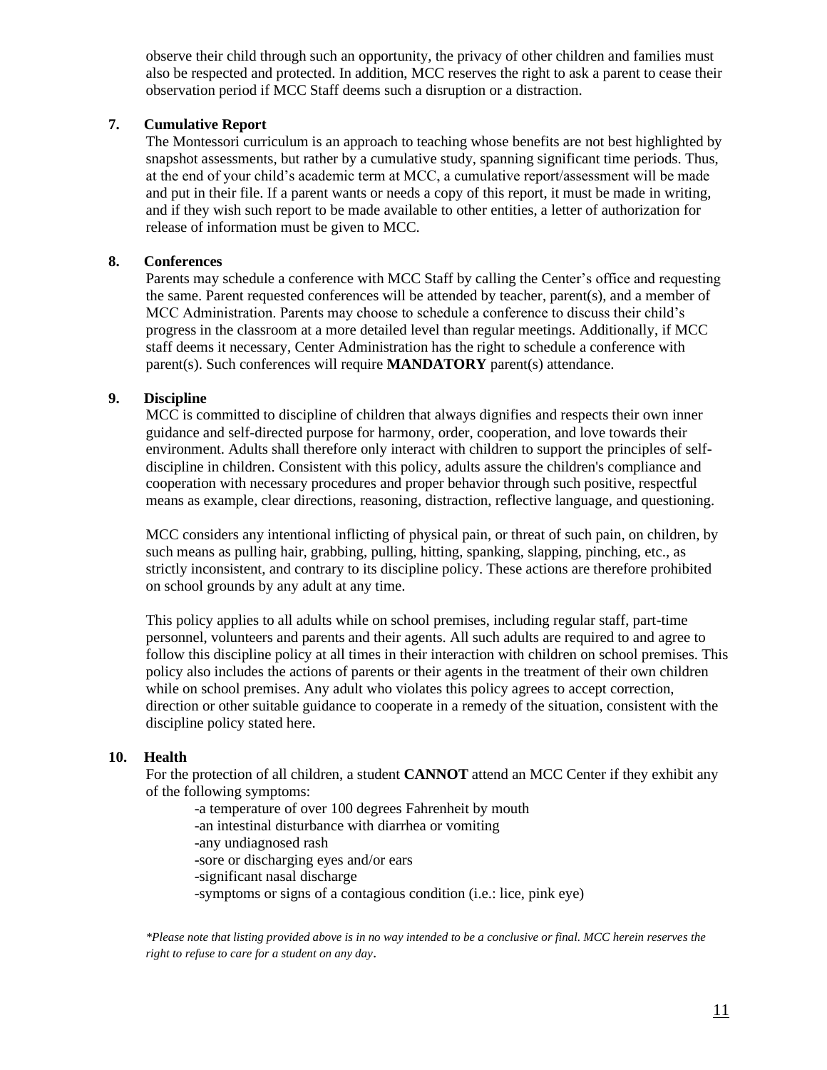observe their child through such an opportunity, the privacy of other children and families must also be respected and protected. In addition, MCC reserves the right to ask a parent to cease their observation period if MCC Staff deems such a disruption or a distraction.

### 7. Cumulative Report

The Montessori curriculum is an approach to teaching whose benefits are not best highlighted by snapshot assessments, but rather by a cumulative study, spanning significant time periods. Thus, at the end of your child's academic term at MCC, a cumulative report/assessment will be made and put in their file. If a parent wants or needs a copy of this report, it must be made in writing, and if they wish such report to be made available to other entities, a letter of authorization for release of information must be given to MCC.

### 8. Conferences

Parents may schedule a conference with MCC Staff by calling the Center's office and requesting the same. Parent requested conferences will be attended by teacher, parent(s), and a member of MCC Administration. Parents may choose to schedule a conference to discuss their child's progress in the classroom at a more detailed level than regular meetings. Additionally, if MCC staff deems it necessary, Center Administration has the right to schedule a conference with parent(s). Such conferences will require **MANDATORY** parent(s) attendance.

### 9. Discipline

MCC is committed to discipline of children that always dignifies and respects their own inner guidance and self-directed purpose for harmony, order, cooperation, and love towards their environment. Adults shall therefore only interact with children to support the principles of self-discipline in children. Consistent with this policy, adults assure the children's compliance and cooperation with necessary procedures and proper behavior through such positive, respectful means as example, clear directions, reasoning, distraction, reflective language, and questioning.

MCC considers any intentional inflicting of physical pain, or threat of such pain, on children, by such means as pulling hair, grabbing, pulling, hitting, spanking, slapping, pinching, etc., as strictly inconsistent, and contrary to its discipline policy. These actions are therefore prohibited on school grounds by any adult at any time.

This policy applies to all adults while on school premises, including regular staff, part-time personnel, volunteers and parents and their agents. All such adults are required to and agree to follow this discipline policy at all times in their interaction with children on school premises. This policy also includes the actions of parents or their agents in the treatment of their own children while on school premises. Any adult who violates this policy agrees to accept correction, direction or other suitable guidance to cooperate in a remedy of the situation, consistent with the discipline policy stated here.

### 10. Health

For the protection of all children, a student **CANNOT** attend an MCC Center if they exhibit any of the following symptoms:

- a temperature of over 100 degrees Fahrenheit by mouth
- an intestinal disturbance with diarrhea or vomiting
- any undiagnosed rash
- sore or discharging eyes and/or ears
- significant nasal discharge
- symptoms or signs of a contagious condition (i.e.: lice, pink eye)

*\*Please note that listing provided above is in no way intended to be a conclusive or final. MCC herein reserves the right to refuse to care for a student on any day.*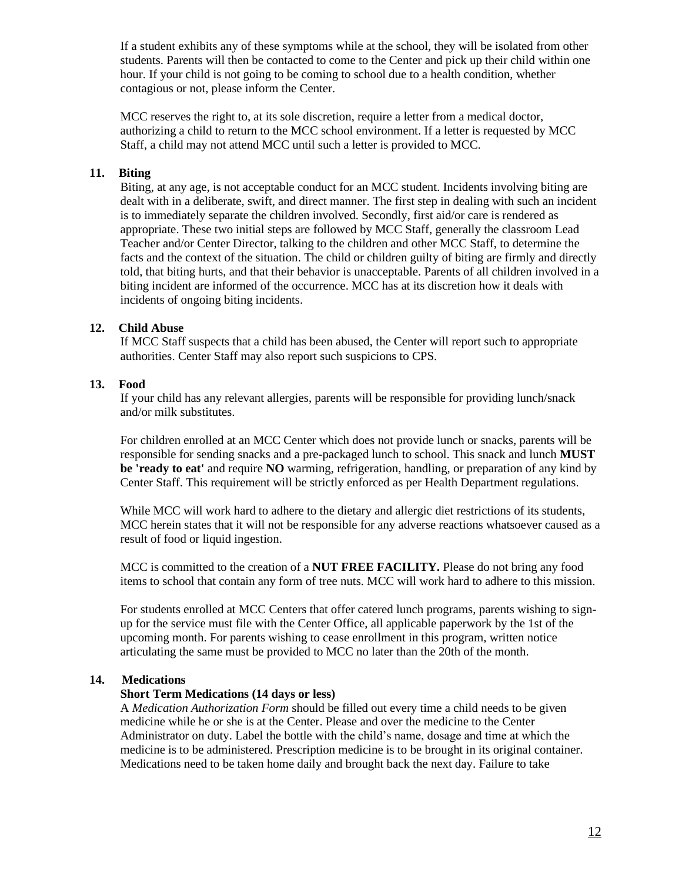If a student exhibits any of these symptoms while at the school, they will be isolated from other students. Parents will then be contacted to come to the Center and pick up their child within one hour. If your child is not going to be coming to school due to a health condition, whether contagious or not, please inform the Center.

MCC reserves the right to, at its sole discretion, require a letter from a medical doctor, authorizing a child to return to the MCC school environment. If a letter is requested by MCC Staff, a child may not attend MCC until such a letter is provided to MCC.

**11. Biting**

Biting, at any age, is not acceptable conduct for an MCC student. Incidents involving biting are dealt with in a deliberate, swift, and direct manner. The first step in dealing with such an incident is to immediately separate the children involved. Secondly, first aid/or care is rendered as appropriate. These two initial steps are followed by MCC Staff, generally the classroom Lead Teacher and/or Center Director, talking to the children and other MCC Staff, to determine the facts and the context of the situation. The child or children guilty of biting are firmly and directly told, that biting hurts, and that their behavior is unacceptable. Parents of all children involved in a biting incident are informed of the occurrence. MCC has at its discretion how it deals with incidents of ongoing biting incidents.

**12. Child Abuse**

If MCC Staff suspects that a child has been abused, the Center will report such to appropriate authorities. Center Staff may also report such suspicions to CPS.

**13. Food**

If your child has any relevant allergies, parents will be responsible for providing lunch/snack and/or milk substitutes.

For children enrolled at an MCC Center which does not provide lunch or snacks, parents will be responsible for sending snacks and a pre-packaged lunch to school. This snack and lunch **MUST be 'ready to eat'** and require **NO** warming, refrigeration, handling, or preparation of any kind by Center Staff. This requirement will be strictly enforced as per Health Department regulations.

While MCC will work hard to adhere to the dietary and allergic diet restrictions of its students, MCC herein states that it will not be responsible for any adverse reactions whatsoever caused as a result of food or liquid ingestion.

MCC is committed to the creation of a **NUT FREE FACILITY.** Please do not bring any food items to school that contain any form of tree nuts. MCC will work hard to adhere to this mission.

For students enrolled at MCC Centers that offer catered lunch programs, parents wishing to sign-up for the service must file with the Center Office, all applicable paperwork by the 1st of the upcoming month. For parents wishing to cease enrollment in this program, written notice articulating the same must be provided to MCC no later than the 20th of the month.

**14. Medications**

**Short Term Medications (14 days or less)**

A *Medication Authorization Form* should be filled out every time a child needs to be given medicine while he or she is at the Center. Please and over the medicine to the Center Administrator on duty. Label the bottle with the child's name, dosage and time at which the medicine is to be administered. Prescription medicine is to be brought in its original container. Medications need to be taken home daily and brought back the next day. Failure to take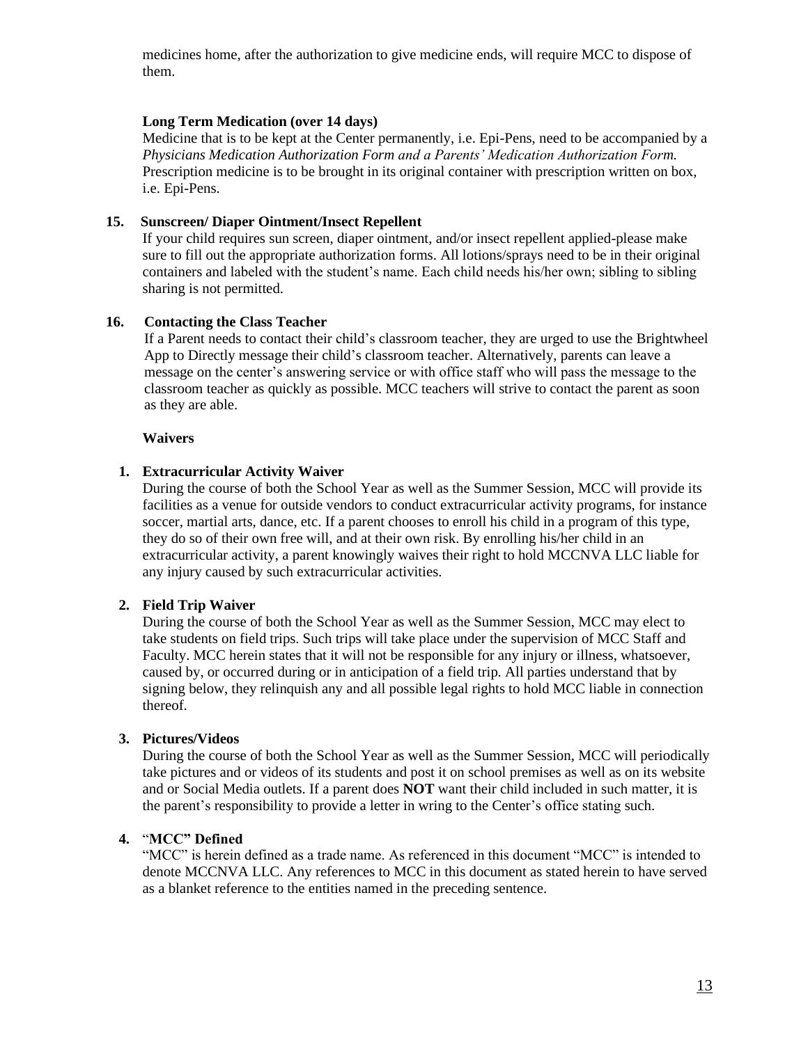medicines home, after the authorization to give medicine ends, will require MCC to dispose of them.

**Long Term Medication (over 14 days)**

Medicine that is to be kept at the Center permanently, i.e. Epi-Pens, need to be accompanied by a *Physicians Medication Authorization Form and a Parents' Medication Authorization Form.* Prescription medicine is to be brought in its original container with prescription written on box, i.e. Epi-Pens.

**15. Sunscreen/ Diaper Ointment/Insect Repellent**

If your child requires sun screen, diaper ointment, and/or insect repellent applied-please make sure to fill out the appropriate authorization forms. All lotions/sprays need to be in their original containers and labeled with the student's name. Each child needs his/her own; sibling to sibling sharing is not permitted.

**16. Contacting the Class Teacher**

If a Parent needs to contact their child's classroom teacher, they are urged to use the Brightwheel App to Directly message their child's classroom teacher. Alternatively, parents can leave a message on the center's answering service or with office staff who will pass the message to the classroom teacher as quickly as possible. MCC teachers will strive to contact the parent as soon as they are able.

**Waivers**

1. **Extracurricular Activity Waiver**

   During the course of both the School Year as well as the Summer Session, MCC will provide its facilities as a venue for outside vendors to conduct extracurricular activity programs, for instance soccer, martial arts, dance, etc. If a parent chooses to enroll his child in a program of this type, they do so of their own free will, and at their own risk. By enrolling his/her child in an extracurricular activity, a parent knowingly waives their right to hold MCCNVA LLC liable for any injury caused by such extracurricular activities.

2. **Field Trip Waiver**

   During the course of both the School Year as well as the Summer Session, MCC may elect to take students on field trips. Such trips will take place under the supervision of MCC Staff and Faculty. MCC herein states that it will not be responsible for any injury or illness, whatsoever, caused by, or occurred during or in anticipation of a field trip. All parties understand that by signing below, they relinquish any and all possible legal rights to hold MCC liable in connection thereof.

3. **Pictures/Videos**

   During the course of both the School Year as well as the Summer Session, MCC will periodically take pictures and or videos of its students and post it on school premises as well as on its website and or Social Media outlets. If a parent does **NOT** want their child included in such matter, it is the parent's responsibility to provide a letter in wring to the Center's office stating such.

4. **"MCC" Defined**

   "MCC" is herein defined as a trade name. As referenced in this document "MCC" is intended to denote MCCNVA LLC. Any references to MCC in this document as stated herein to have served as a blanket reference to the entities named in the preceding sentence.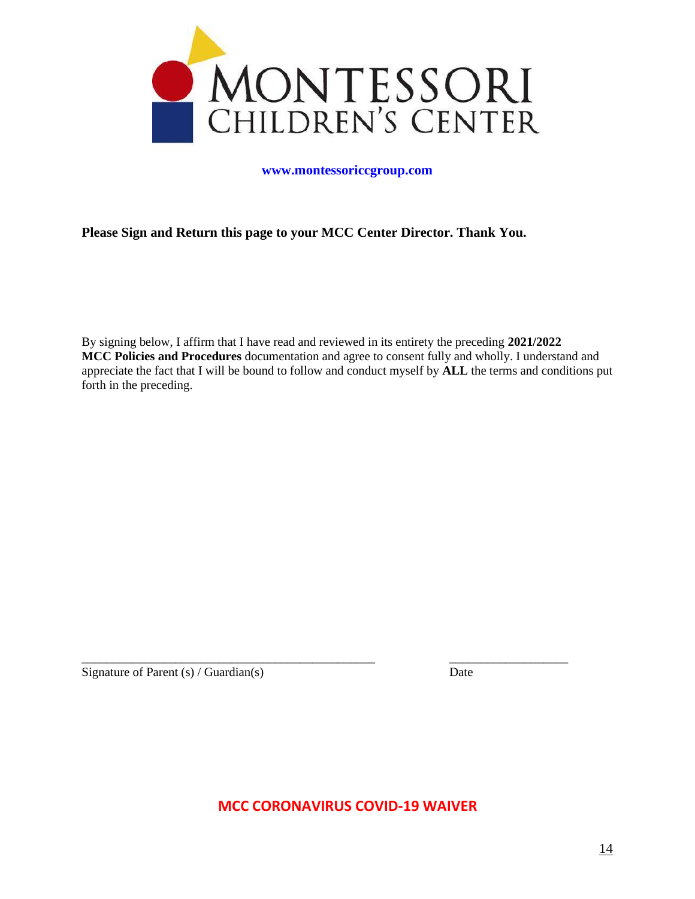# MONTESSORI CHILDREN'S CENTER

**www.montessoriccgroup.com**

**Please Sign and Return this page to your MCC Center Director. Thank You.**

By signing below, I affirm that I have read and reviewed in its entirety the preceding **2021/2022 MCC Policies and Procedures** documentation and agree to consent fully and wholly. I understand and appreciate the fact that I will be bound to follow and conduct myself by **ALL** the terms and conditions put forth in the preceding.

_______________________________________________ ___________________

Signature of Parent (s) / Guardian(s) Date

## MCC CORONAVIRUS COVID-19 WAIVER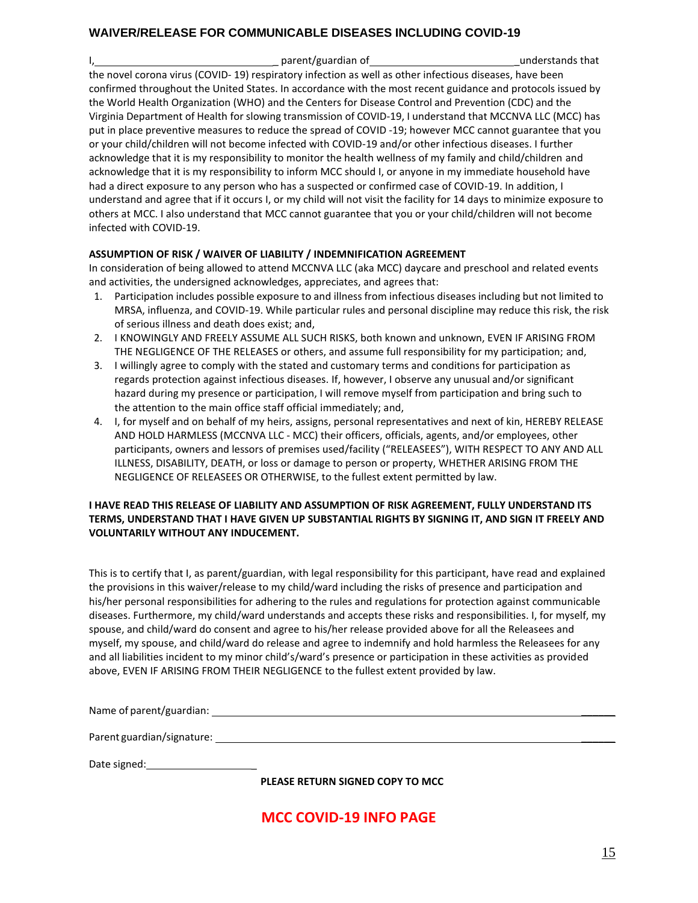## WAIVER/RELEASE FOR COMMUNICABLE DISEASES INCLUDING COVID-19

I,_______________________________ parent/guardian of_________________________understands that the novel corona virus (COVID- 19) respiratory infection as well as other infectious diseases, have been confirmed throughout the United States. In accordance with the most recent guidance and protocols issued by the World Health Organization (WHO) and the Centers for Disease Control and Prevention (CDC) and the Virginia Department of Health for slowing transmission of COVID-19, I understand that MCCNVA LLC (MCC) has put in place preventive measures to reduce the spread of COVID -19; however MCC cannot guarantee that you or your child/children will not become infected with COVID-19 and/or other infectious diseases. I further acknowledge that it is my responsibility to monitor the health wellness of my family and child/children and acknowledge that it is my responsibility to inform MCC should I, or anyone in my immediate household have had a direct exposure to any person who has a suspected or confirmed case of COVID-19. In addition, I understand and agree that if it occurs I, or my child will not visit the facility for 14 days to minimize exposure to others at MCC. I also understand that MCC cannot guarantee that you or your child/children will not become infected with COVID-19.

**ASSUMPTION OF RISK / WAIVER OF LIABILITY / INDEMNIFICATION AGREEMENT**

In consideration of being allowed to attend MCCNVA LLC (aka MCC) daycare and preschool and related events and activities, the undersigned acknowledges, appreciates, and agrees that:

1. Participation includes possible exposure to and illness from infectious diseases including but not limited to MRSA, influenza, and COVID-19. While particular rules and personal discipline may reduce this risk, the risk of serious illness and death does exist; and,
2. I KNOWINGLY AND FREELY ASSUME ALL SUCH RISKS, both known and unknown, EVEN IF ARISING FROM THE NEGLIGENCE OF THE RELEASES or others, and assume full responsibility for my participation; and,
3. I willingly agree to comply with the stated and customary terms and conditions for participation as regards protection against infectious diseases. If, however, I observe any unusual and/or significant hazard during my presence or participation, I will remove myself from participation and bring such to the attention to the main office staff official immediately; and,
4. I, for myself and on behalf of my heirs, assigns, personal representatives and next of kin, HEREBY RELEASE AND HOLD HARMLESS (MCCNVA LLC - MCC) their officers, officials, agents, and/or employees, other participants, owners and lessors of premises used/facility ("RELEASEES"), WITH RESPECT TO ANY AND ALL ILLNESS, DISABILITY, DEATH, or loss or damage to person or property, WHETHER ARISING FROM THE NEGLIGENCE OF RELEASEES OR OTHERWISE, to the fullest extent permitted by law.

**I HAVE READ THIS RELEASE OF LIABILITY AND ASSUMPTION OF RISK AGREEMENT, FULLY UNDERSTAND ITS TERMS, UNDERSTAND THAT I HAVE GIVEN UP SUBSTANTIAL RIGHTS BY SIGNING IT, AND SIGN IT FREELY AND VOLUNTARILY WITHOUT ANY INDUCEMENT.**

This is to certify that I, as parent/guardian, with legal responsibility for this participant, have read and explained the provisions in this waiver/release to my child/ward including the risks of presence and participation and his/her personal responsibilities for adhering to the rules and regulations for protection against communicable diseases. Furthermore, my child/ward understands and accepts these risks and responsibilities. I, for myself, my spouse, and child/ward do consent and agree to his/her release provided above for all the Releasees and myself, my spouse, and child/ward do release and agree to indemnify and hold harmless the Releasees for any and all liabilities incident to my minor child's/ward's presence or participation in these activities as provided above, EVEN IF ARISING FROM THEIR NEGLIGENCE to the fullest extent provided by law.

Name of parent/guardian: ______________________________________________________________

Parent guardian/signature: ______________________________________________________________

Date signed:____________________

**PLEASE RETURN SIGNED COPY TO MCC**

## MCC COVID-19 INFO PAGE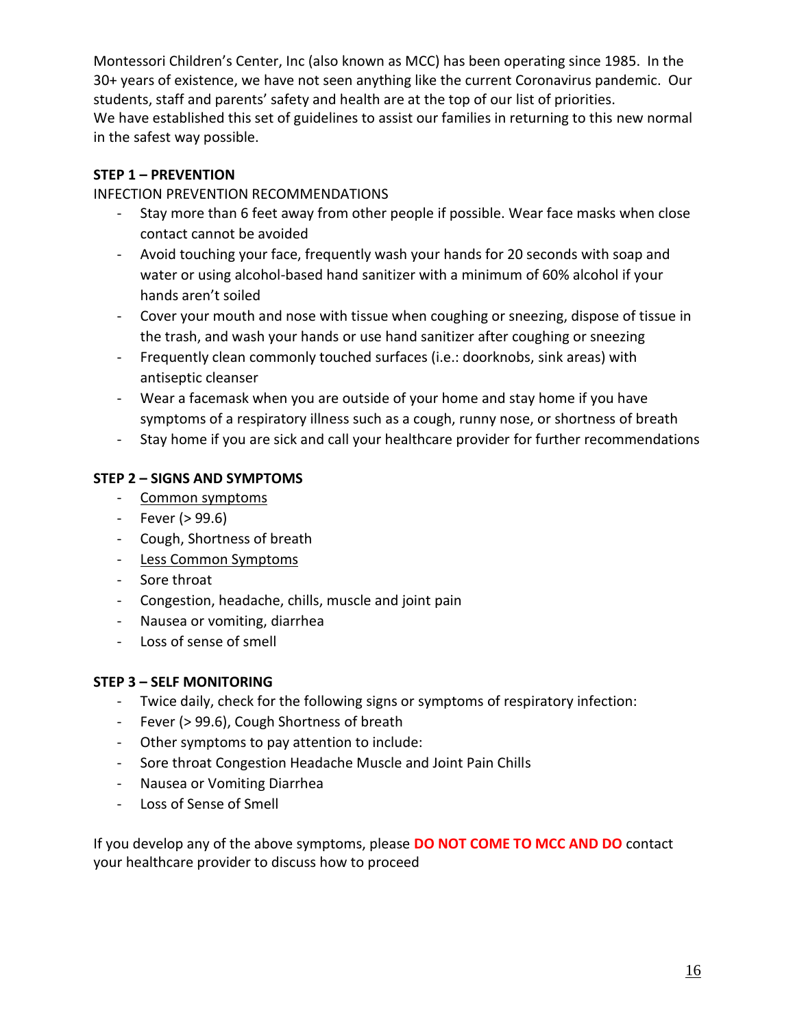Montessori Children's Center, Inc (also known as MCC) has been operating since 1985. In the 30+ years of existence, we have not seen anything like the current Coronavirus pandemic. Our students, staff and parents' safety and health are at the top of our list of priorities.
We have established this set of guidelines to assist our families in returning to this new normal in the safest way possible.

**STEP 1 – PREVENTION**

INFECTION PREVENTION RECOMMENDATIONS

- Stay more than 6 feet away from other people if possible. Wear face masks when close contact cannot be avoided
- Avoid touching your face, frequently wash your hands for 20 seconds with soap and water or using alcohol-based hand sanitizer with a minimum of 60% alcohol if your hands aren't soiled
- Cover your mouth and nose with tissue when coughing or sneezing, dispose of tissue in the trash, and wash your hands or use hand sanitizer after coughing or sneezing
- Frequently clean commonly touched surfaces (i.e.: doorknobs, sink areas) with antiseptic cleanser
- Wear a facemask when you are outside of your home and stay home if you have symptoms of a respiratory illness such as a cough, runny nose, or shortness of breath
- Stay home if you are sick and call your healthcare provider for further recommendations

**STEP 2 – SIGNS AND SYMPTOMS**

- <u>Common symptoms</u>
- Fever (> 99.6)
- Cough, Shortness of breath
- <u>Less Common Symptoms</u>
- Sore throat
- Congestion, headache, chills, muscle and joint pain
- Nausea or vomiting, diarrhea
- Loss of sense of smell

**STEP 3 – SELF MONITORING**

- Twice daily, check for the following signs or symptoms of respiratory infection:
- Fever (> 99.6), Cough Shortness of breath
- Other symptoms to pay attention to include:
- Sore throat Congestion Headache Muscle and Joint Pain Chills
- Nausea or Vomiting Diarrhea
- Loss of Sense of Smell

If you develop any of the above symptoms, please **DO NOT COME TO MCC AND DO** contact your healthcare provider to discuss how to proceed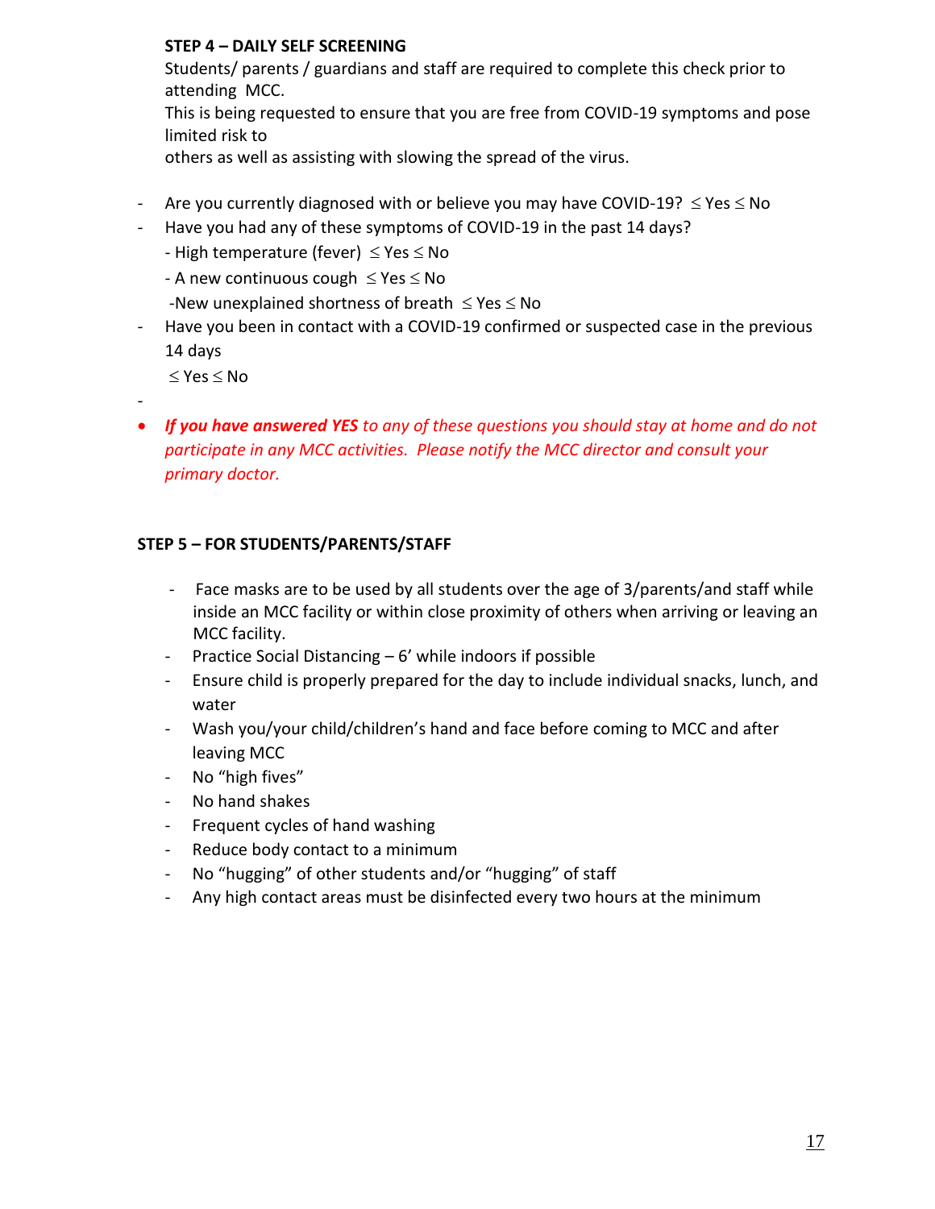**STEP 4 – DAILY SELF SCREENING**

Students/ parents / guardians and staff are required to complete this check prior to attending MCC.

This is being requested to ensure that you are free from COVID-19 symptoms and pose limited risk to others as well as assisting with slowing the spread of the virus.

- Are you currently diagnosed with or believe you may have COVID-19? ≤ Yes ≤ No
- Have you had any of these symptoms of COVID-19 in the past 14 days?
  - High temperature (fever) ≤ Yes ≤ No
  - A new continuous cough ≤ Yes ≤ No
  - New unexplained shortness of breath ≤ Yes ≤ No
- Have you been in contact with a COVID-19 confirmed or suspected case in the previous 14 days

  ≤ Yes ≤ No
-

- ***If you have answered YES** to any of these questions you should stay at home and do not participate in any MCC activities. Please notify the MCC director and consult your primary doctor.*

**STEP 5 – FOR STUDENTS/PARENTS/STAFF**

- Face masks are to be used by all students over the age of 3/parents/and staff while inside an MCC facility or within close proximity of others when arriving or leaving an MCC facility.
- Practice Social Distancing – 6' while indoors if possible
- Ensure child is properly prepared for the day to include individual snacks, lunch, and water
- Wash you/your child/children's hand and face before coming to MCC and after leaving MCC
- No "high fives"
- No hand shakes
- Frequent cycles of hand washing
- Reduce body contact to a minimum
- No "hugging" of other students and/or "hugging" of staff
- Any high contact areas must be disinfected every two hours at the minimum